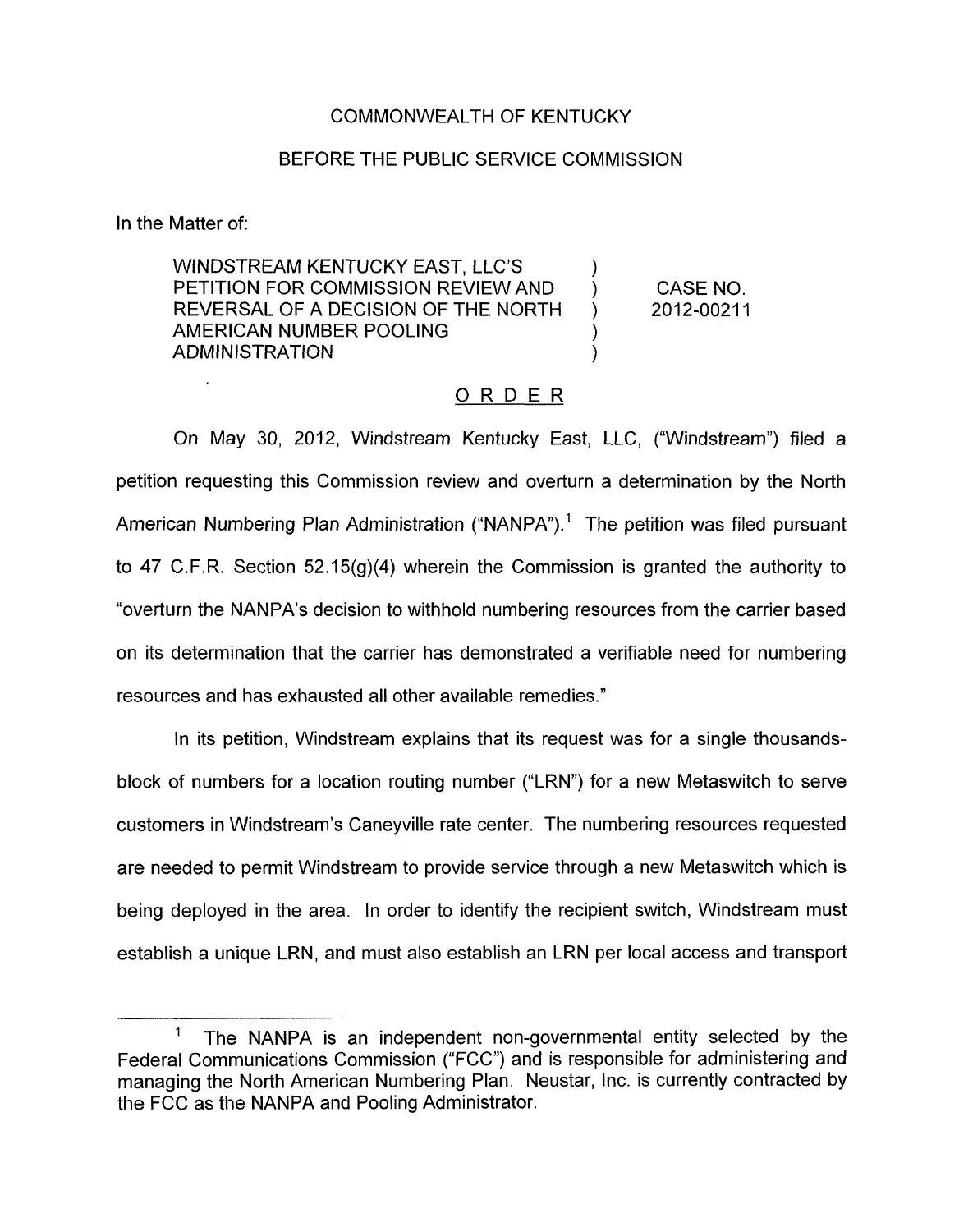COMMONWEALTH OF KENTUCKY

BEFORE THE PUBLIC SERVICE COMMISSION

In the Matter of:

| | | |
|---|---|---|
| WINDSTREAM KENTUCKY EAST, LLC'S PETITION FOR COMMISSION REVIEW AND REVERSAL OF A DECISION OF THE NORTH AMERICAN NUMBER POOLING ADMINISTRATION | ) ) ) ) ) | CASE NO. 2012-00211 |

## ORDER

On May 30, 2012, Windstream Kentucky East, LLC, ("Windstream") filed a petition requesting this Commission review and overturn a determination by the North American Numbering Plan Administration ("NANPA").[1] The petition was filed pursuant to 47 C.F.R. Section 52.15(g)(4) wherein the Commission is granted the authority to "overturn the NANPA's decision to withhold numbering resources from the carrier based on its determination that the carrier has demonstrated a verifiable need for numbering resources and has exhausted all other available remedies."

In its petition, Windstream explains that its request was for a single thousands-block of numbers for a location routing number ("LRN") for a new Metaswitch to serve customers in Windstream's Caneyville rate center. The numbering resources requested are needed to permit Windstream to provide service through a new Metaswitch which is being deployed in the area. In order to identify the recipient switch, Windstream must establish a unique LRN, and must also establish an LRN per local access and transport

---

[1] The NANPA is an independent non-governmental entity selected by the Federal Communications Commission ("FCC") and is responsible for administering and managing the North American Numbering Plan. Neustar, Inc. is currently contracted by the FCC as the NANPA and Pooling Administrator.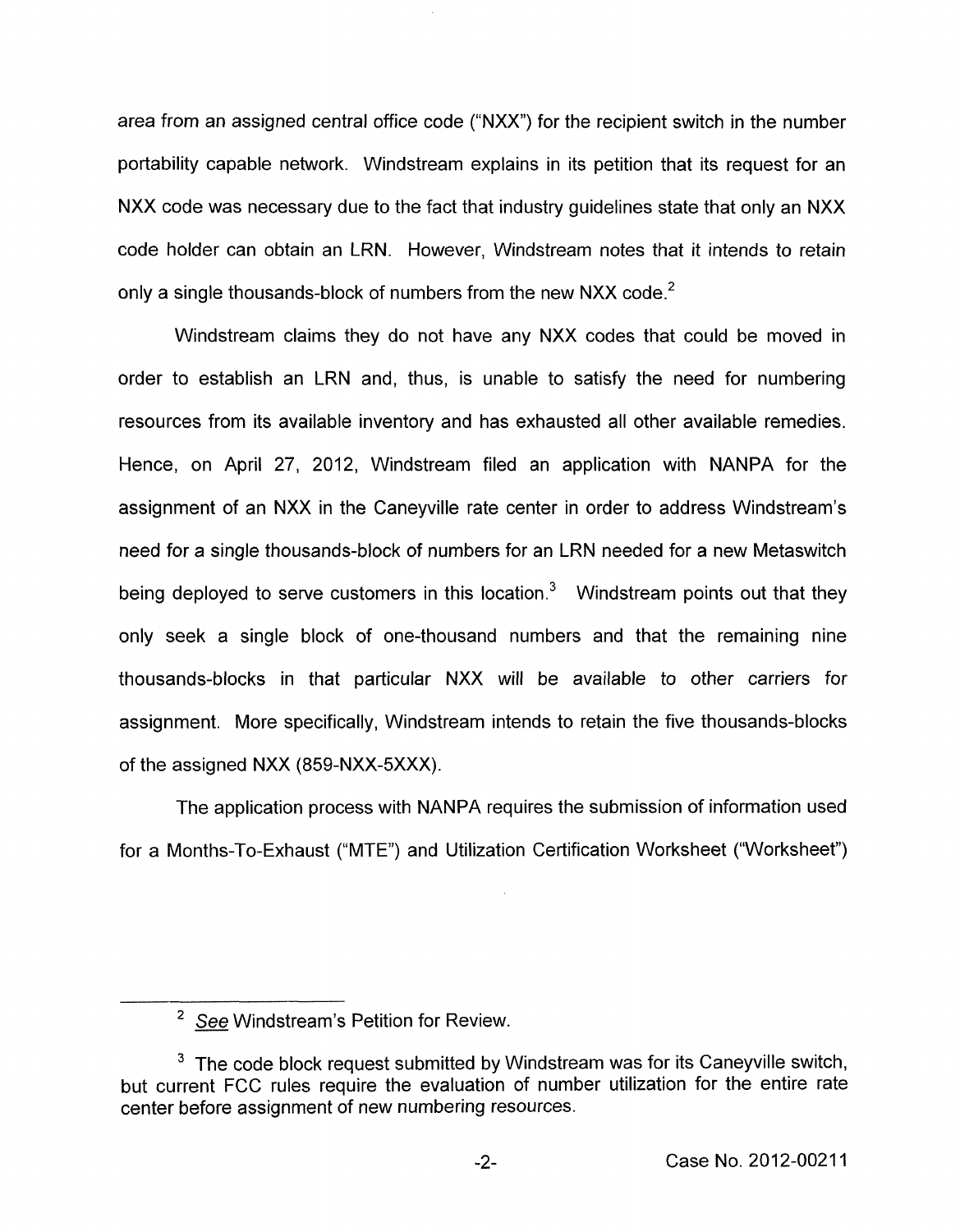area from an assigned central office code ("NXX") for the recipient switch in the number portability capable network. Windstream explains in its petition that its request for an NXX code was necessary due to the fact that industry guidelines state that only an NXX code holder can obtain an LRN. However, Windstream notes that it intends to retain only a single thousands-block of numbers from the new NXX code.[2]

Windstream claims they do not have any NXX codes that could be moved in order to establish an LRN and, thus, is unable to satisfy the need for numbering resources from its available inventory and has exhausted all other available remedies. Hence, on April 27, 2012, Windstream filed an application with NANPA for the assignment of an NXX in the Caneyville rate center in order to address Windstream's need for a single thousands-block of numbers for an LRN needed for a new Metaswitch being deployed to serve customers in this location.[3] Windstream points out that they only seek a single block of one-thousand numbers and that the remaining nine thousands-blocks in that particular NXX will be available to other carriers for assignment. More specifically, Windstream intends to retain the five thousands-blocks of the assigned NXX (859-NXX-5XXX).

The application process with NANPA requires the submission of information used for a Months-To-Exhaust ("MTE") and Utilization Certification Worksheet ("Worksheet")

---

[2] *See* Windstream's Petition for Review.

[3] The code block request submitted by Windstream was for its Caneyville switch, but current FCC rules require the evaluation of number utilization for the entire rate center before assignment of new numbering resources.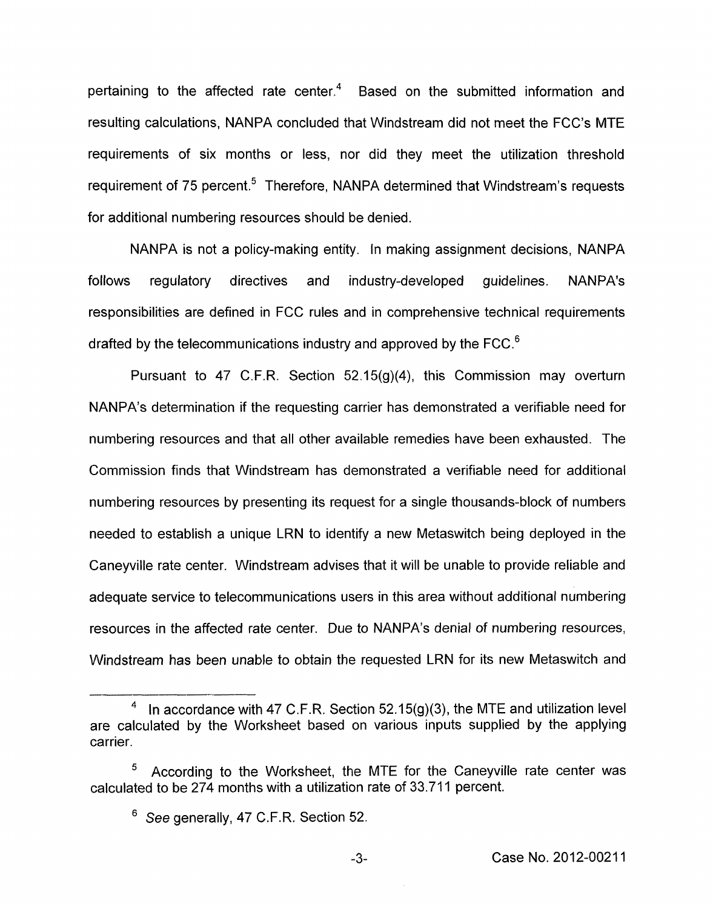pertaining to the affected rate center.[4] Based on the submitted information and resulting calculations, NANPA concluded that Windstream did not meet the FCC's MTE requirements of six months or less, nor did they meet the utilization threshold requirement of 75 percent.[5] Therefore, NANPA determined that Windstream's requests for additional numbering resources should be denied.

NANPA is not a policy-making entity. In making assignment decisions, NANPA follows regulatory directives and industry-developed guidelines. NANPA's responsibilities are defined in FCC rules and in comprehensive technical requirements drafted by the telecommunications industry and approved by the FCC.[6]

Pursuant to 47 C.F.R. Section 52.15(g)(4), this Commission may overturn NANPA's determination if the requesting carrier has demonstrated a verifiable need for numbering resources and that all other available remedies have been exhausted. The Commission finds that Windstream has demonstrated a verifiable need for additional numbering resources by presenting its request for a single thousands-block of numbers needed to establish a unique LRN to identify a new Metaswitch being deployed in the Caneyville rate center. Windstream advises that it will be unable to provide reliable and adequate service to telecommunications users in this area without additional numbering resources in the affected rate center. Due to NANPA's denial of numbering resources, Windstream has been unable to obtain the requested LRN for its new Metaswitch and

---

[4] In accordance with 47 C.F.R. Section 52.15(g)(3), the MTE and utilization level are calculated by the Worksheet based on various inputs supplied by the applying carrier.

[5] According to the Worksheet, the MTE for the Caneyville rate center was calculated to be 274 months with a utilization rate of 33.711 percent.

[6] *See* generally, 47 C.F.R. Section 52.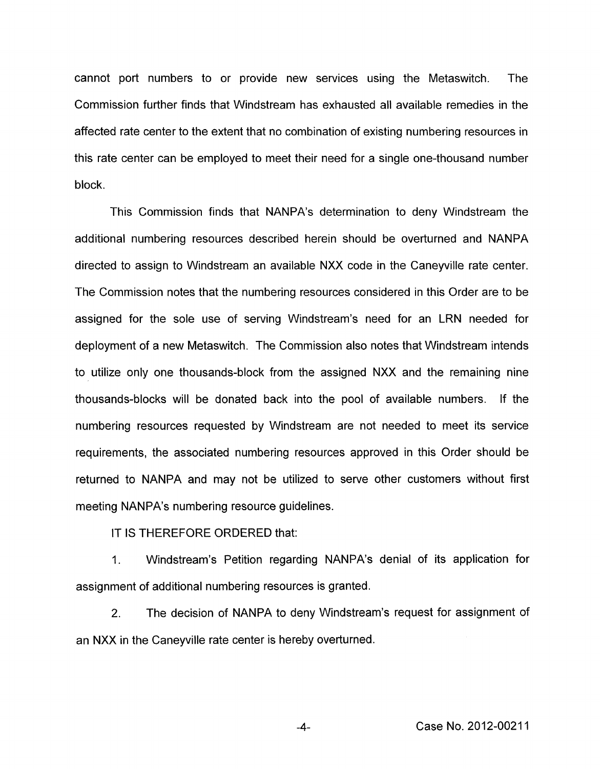cannot port numbers to or provide new services using the Metaswitch. The Commission further finds that Windstream has exhausted all available remedies in the affected rate center to the extent that no combination of existing numbering resources in this rate center can be employed to meet their need for a single one-thousand number block.

This Commission finds that NANPA's determination to deny Windstream the additional numbering resources described herein should be overturned and NANPA directed to assign to Windstream an available NXX code in the Caneyville rate center. The Commission notes that the numbering resources considered in this Order are to be assigned for the sole use of serving Windstream's need for an LRN needed for deployment of a new Metaswitch. The Commission also notes that Windstream intends to utilize only one thousands-block from the assigned NXX and the remaining nine thousands-blocks will be donated back into the pool of available numbers. If the numbering resources requested by Windstream are not needed to meet its service requirements, the associated numbering resources approved in this Order should be returned to NANPA and may not be utilized to serve other customers without first meeting NANPA's numbering resource guidelines.

IT IS THEREFORE ORDERED that:

1. Windstream's Petition regarding NANPA's denial of its application for assignment of additional numbering resources is granted.

2. The decision of NANPA to deny Windstream's request for assignment of an NXX in the Caneyville rate center is hereby overturned.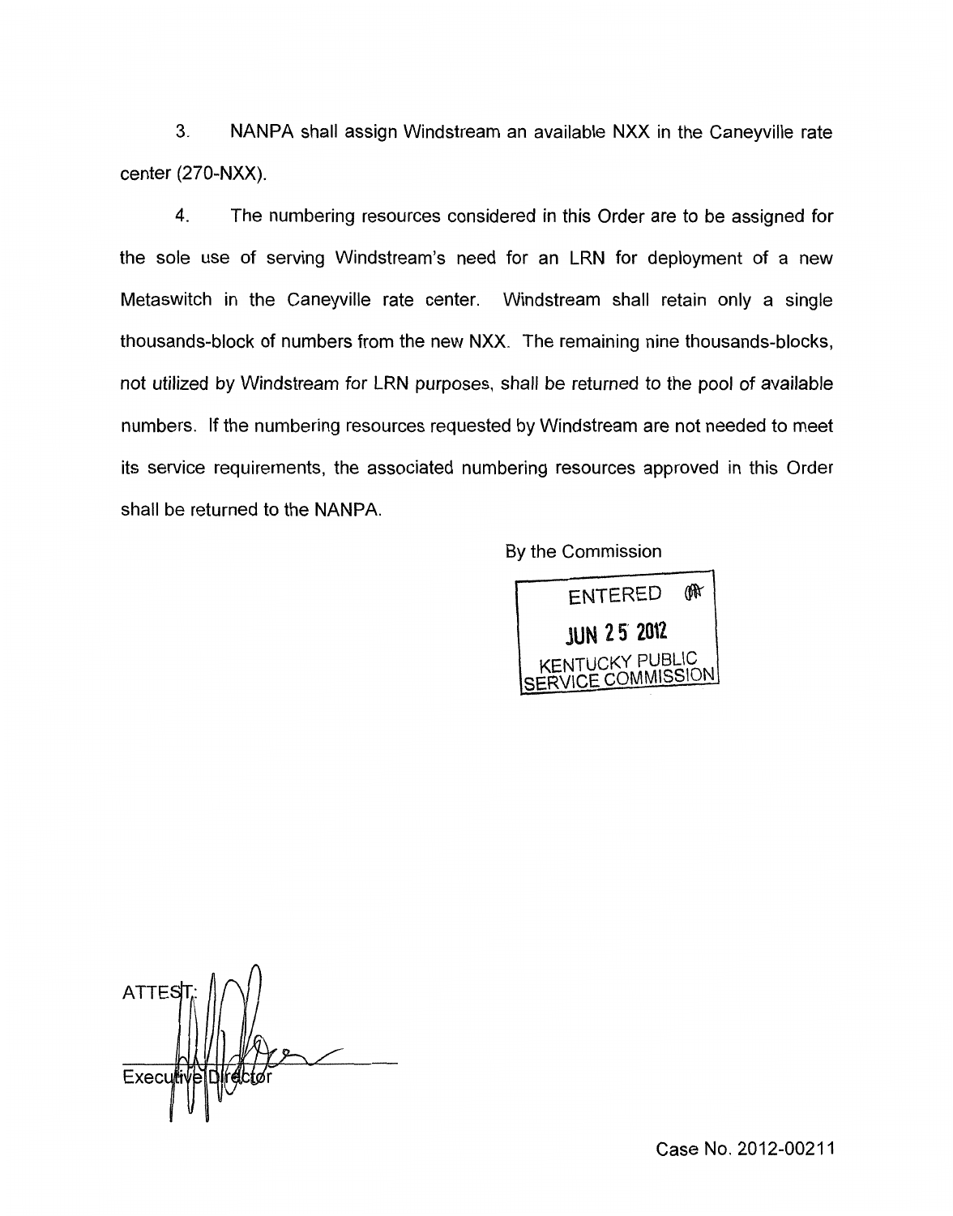3. NANPA shall assign Windstream an available NXX in the Caneyville rate center (270-NXX).

4. The numbering resources considered in this Order are to be assigned for the sole use of serving Windstream's need for an LRN for deployment of a new Metaswitch in the Caneyville rate center. Windstream shall retain only a single thousands-block of numbers from the new NXX. The remaining nine thousands-blocks, not utilized by Windstream for LRN purposes, shall be returned to the pool of available numbers. If the numbering resources requested by Windstream are not needed to meet its service requirements, the associated numbering resources approved in this Order shall be returned to the NANPA.

By the Commission

ENTERED
JUN 25 2012
KENTUCKY PUBLIC SERVICE COMMISSION

ATTEST:

Executive Director

Case No. 2012-00211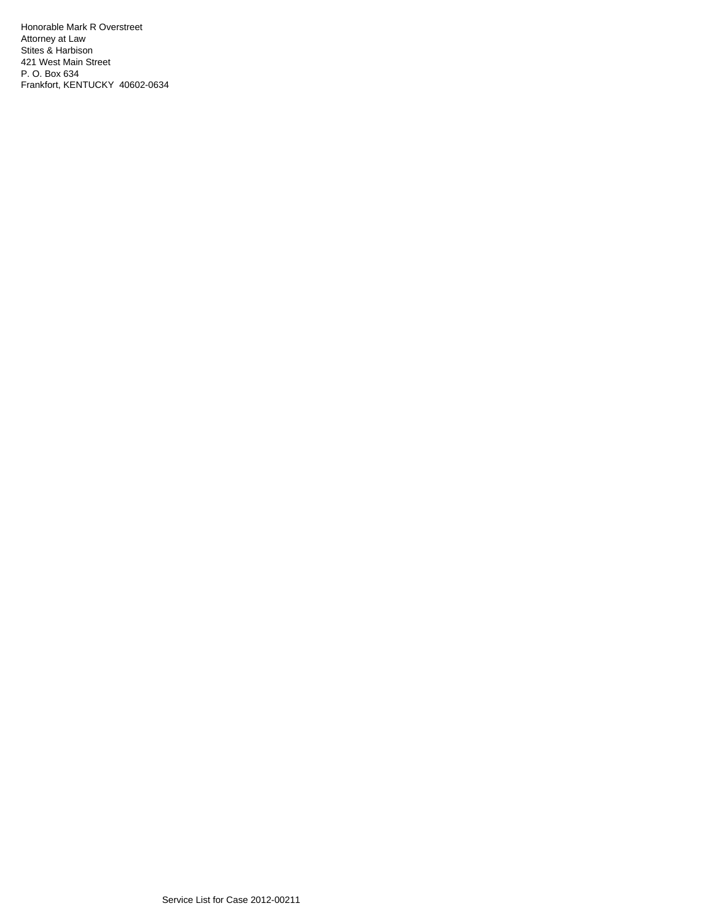Honorable Mark R Overstreet
Attorney at Law
Stites & Harbison
421 West Main Street
P. O. Box 634
Frankfort, KENTUCKY 40602-0634

Service List for Case 2012-00211